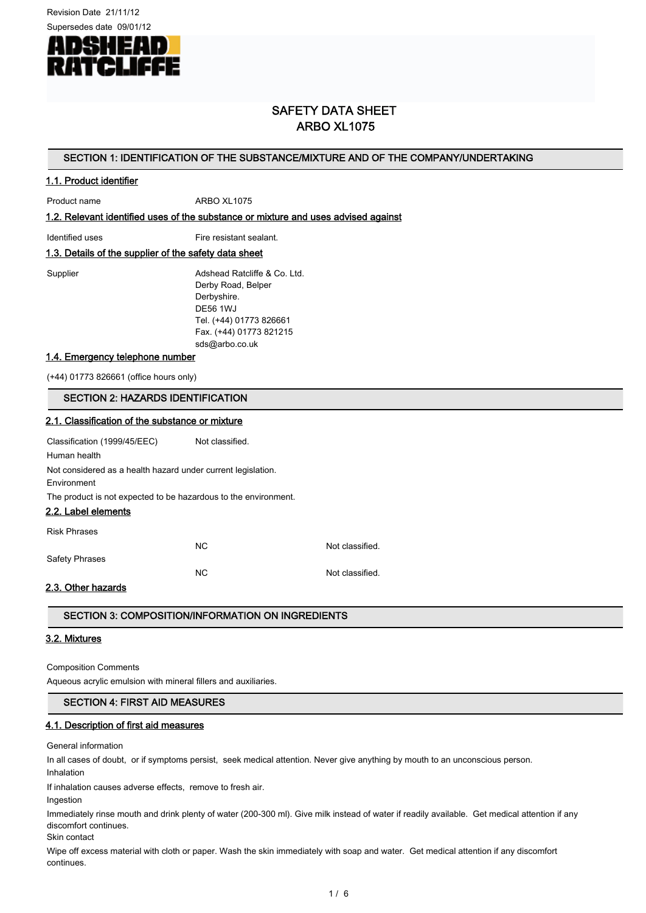Revision Date 21/11/12

Supersedes date 09/01/12

ADSHEAD RATCLIFFE

# SAFETY DATA SHEET
# ARBO XL1075

## SECTION 1: IDENTIFICATION OF THE SUBSTANCE/MIXTURE AND OF THE COMPANY/UNDERTAKING

### 1.1. Product identifier

Product name ARBO XL1075

### 1.2. Relevant identified uses of the substance or mixture and uses advised against

Identified uses Fire resistant sealant.

### 1.3. Details of the supplier of the safety data sheet

Supplier
Adshead Ratcliffe & Co. Ltd.
Derby Road, Belper
Derbyshire.
DE56 1WJ
Tel. (+44) 01773 826661
Fax. (+44) 01773 821215
sds@arbo.co.uk

### 1.4. Emergency telephone number

(+44) 01773 826661 (office hours only)

## SECTION 2: HAZARDS IDENTIFICATION

### 2.1. Classification of the substance or mixture

Classification (1999/45/EEC) Not classified.

Human health

Not considered as a health hazard under current legislation.

Environment

The product is not expected to be hazardous to the environment.

### 2.2. Label elements

| | | |
|---|---|---|
| Risk Phrases | | |
| | NC | Not classified. |
| Safety Phrases | | |
| | NC | Not classified. |

### 2.3. Other hazards

## SECTION 3: COMPOSITION/INFORMATION ON INGREDIENTS

### 3.2. Mixtures

Composition Comments

Aqueous acrylic emulsion with mineral fillers and auxiliaries.

## SECTION 4: FIRST AID MEASURES

### 4.1. Description of first aid measures

General information

In all cases of doubt, or if symptoms persist, seek medical attention. Never give anything by mouth to an unconscious person.

Inhalation

If inhalation causes adverse effects, remove to fresh air.

Ingestion

Immediately rinse mouth and drink plenty of water (200-300 ml). Give milk instead of water if readily available. Get medical attention if any discomfort continues.

Skin contact

Wipe off excess material with cloth or paper. Wash the skin immediately with soap and water. Get medical attention if any discomfort continues.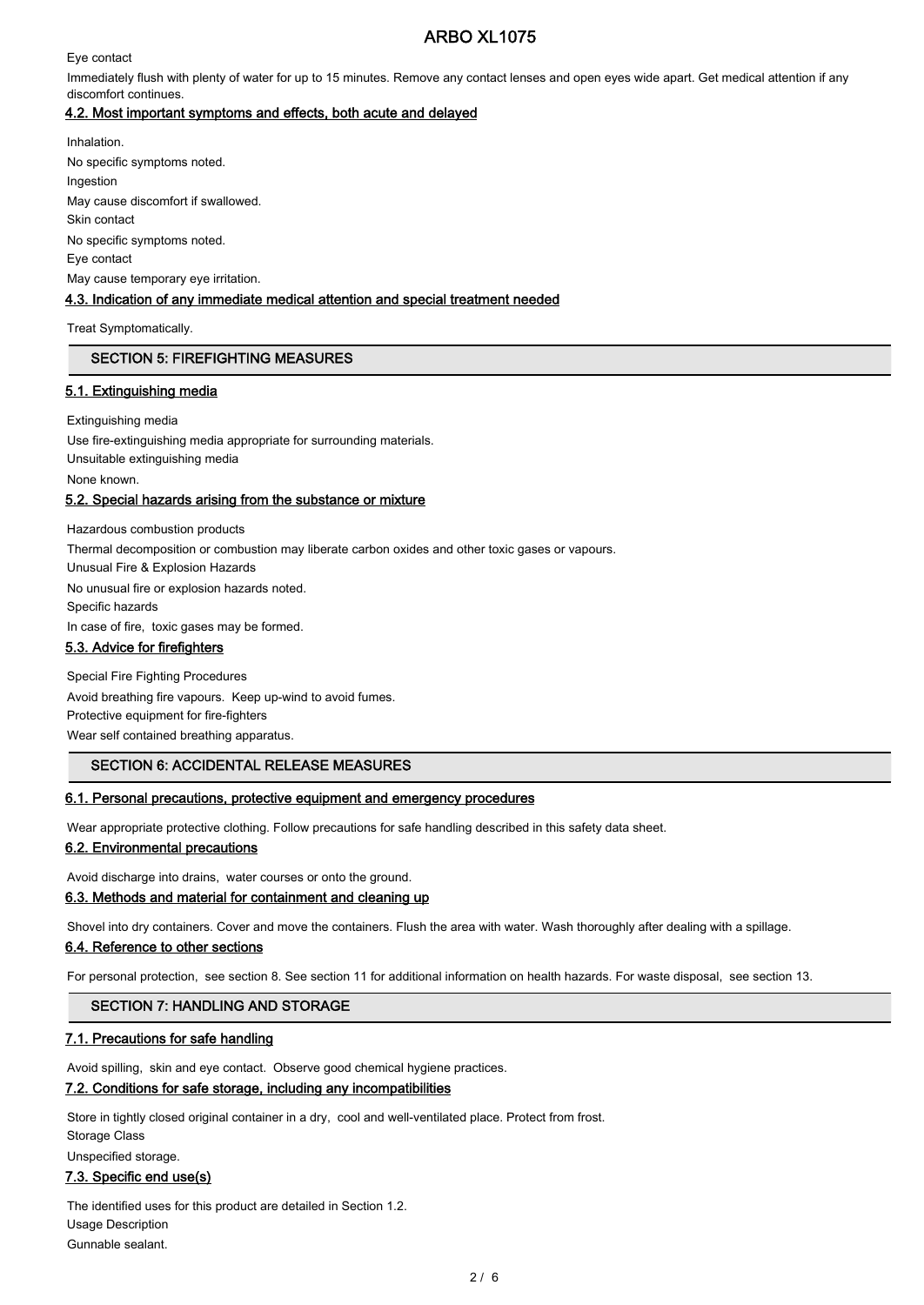Eye contact

Immediately flush with plenty of water for up to 15 minutes. Remove any contact lenses and open eyes wide apart. Get medical attention if any discomfort continues.

### 4.2. Most important symptoms and effects, both acute and delayed

Inhalation.

No specific symptoms noted.

Ingestion

May cause discomfort if swallowed.

Skin contact

No specific symptoms noted.

Eye contact

May cause temporary eye irritation.

### 4.3. Indication of any immediate medical attention and special treatment needed

Treat Symptomatically.

## SECTION 5: FIREFIGHTING MEASURES

### 5.1. Extinguishing media

Extinguishing media

Use fire-extinguishing media appropriate for surrounding materials.

Unsuitable extinguishing media

None known.

### 5.2. Special hazards arising from the substance or mixture

Hazardous combustion products

Thermal decomposition or combustion may liberate carbon oxides and other toxic gases or vapours.

Unusual Fire & Explosion Hazards

No unusual fire or explosion hazards noted.

Specific hazards

In case of fire, toxic gases may be formed.

### 5.3. Advice for firefighters

Special Fire Fighting Procedures

Avoid breathing fire vapours. Keep up-wind to avoid fumes.

Protective equipment for fire-fighters

Wear self contained breathing apparatus.

## SECTION 6: ACCIDENTAL RELEASE MEASURES

### 6.1. Personal precautions, protective equipment and emergency procedures

Wear appropriate protective clothing. Follow precautions for safe handling described in this safety data sheet.

### 6.2. Environmental precautions

Avoid discharge into drains, water courses or onto the ground.

### 6.3. Methods and material for containment and cleaning up

Shovel into dry containers. Cover and move the containers. Flush the area with water. Wash thoroughly after dealing with a spillage.

### 6.4. Reference to other sections

For personal protection, see section 8. See section 11 for additional information on health hazards. For waste disposal, see section 13.

## SECTION 7: HANDLING AND STORAGE

### 7.1. Precautions for safe handling

Avoid spilling, skin and eye contact. Observe good chemical hygiene practices.

### 7.2. Conditions for safe storage, including any incompatibilities

Store in tightly closed original container in a dry, cool and well-ventilated place. Protect from frost.

Storage Class

Unspecified storage.

### 7.3. Specific end use(s)

The identified uses for this product are detailed in Section 1.2.

Usage Description

Gunnable sealant.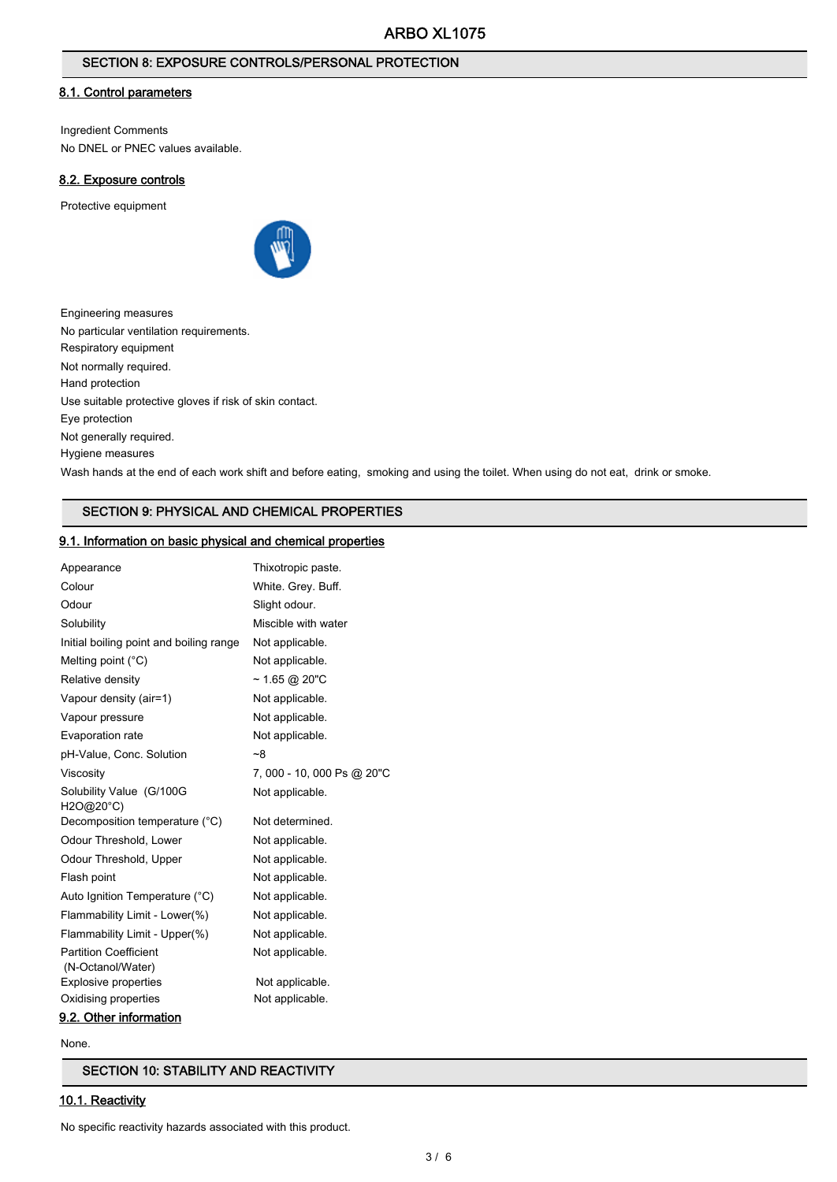## SECTION 8: EXPOSURE CONTROLS/PERSONAL PROTECTION

### 8.1. Control parameters

Ingredient Comments

No DNEL or PNEC values available.

### 8.2. Exposure controls

Protective equipment

Engineering measures

No particular ventilation requirements.

Respiratory equipment

Not normally required.

Hand protection

Use suitable protective gloves if risk of skin contact.

Eye protection

Not generally required.

Hygiene measures

Wash hands at the end of each work shift and before eating, smoking and using the toilet. When using do not eat, drink or smoke.

## SECTION 9: PHYSICAL AND CHEMICAL PROPERTIES

### 9.1. Information on basic physical and chemical properties

| Property | Value |
| --- | --- |
| Appearance | Thixotropic paste. |
| Colour | White. Grey. Buff. |
| Odour | Slight odour. |
| Solubility | Miscible with water |
| Initial boiling point and boiling range | Not applicable. |
| Melting point (°C) | Not applicable. |
| Relative density | ~ 1.65 @ 20"C |
| Vapour density (air=1) | Not applicable. |
| Vapour pressure | Not applicable. |
| Evaporation rate | Not applicable. |
| pH-Value, Conc. Solution | ~8 |
| Viscosity | 7, 000 - 10, 000 Ps @ 20"C |
| Solubility Value (G/100G H2O@20°C) | Not applicable. |
| Decomposition temperature (°C) | Not determined. |
| Odour Threshold, Lower | Not applicable. |
| Odour Threshold, Upper | Not applicable. |
| Flash point | Not applicable. |
| Auto Ignition Temperature (°C) | Not applicable. |
| Flammability Limit - Lower(%) | Not applicable. |
| Flammability Limit - Upper(%) | Not applicable. |
| Partition Coefficient (N-Octanol/Water) | Not applicable. |
| Explosive properties | Not applicable. |
| Oxidising properties | Not applicable. |

### 9.2. Other information

None.

## SECTION 10: STABILITY AND REACTIVITY

### 10.1. Reactivity

No specific reactivity hazards associated with this product.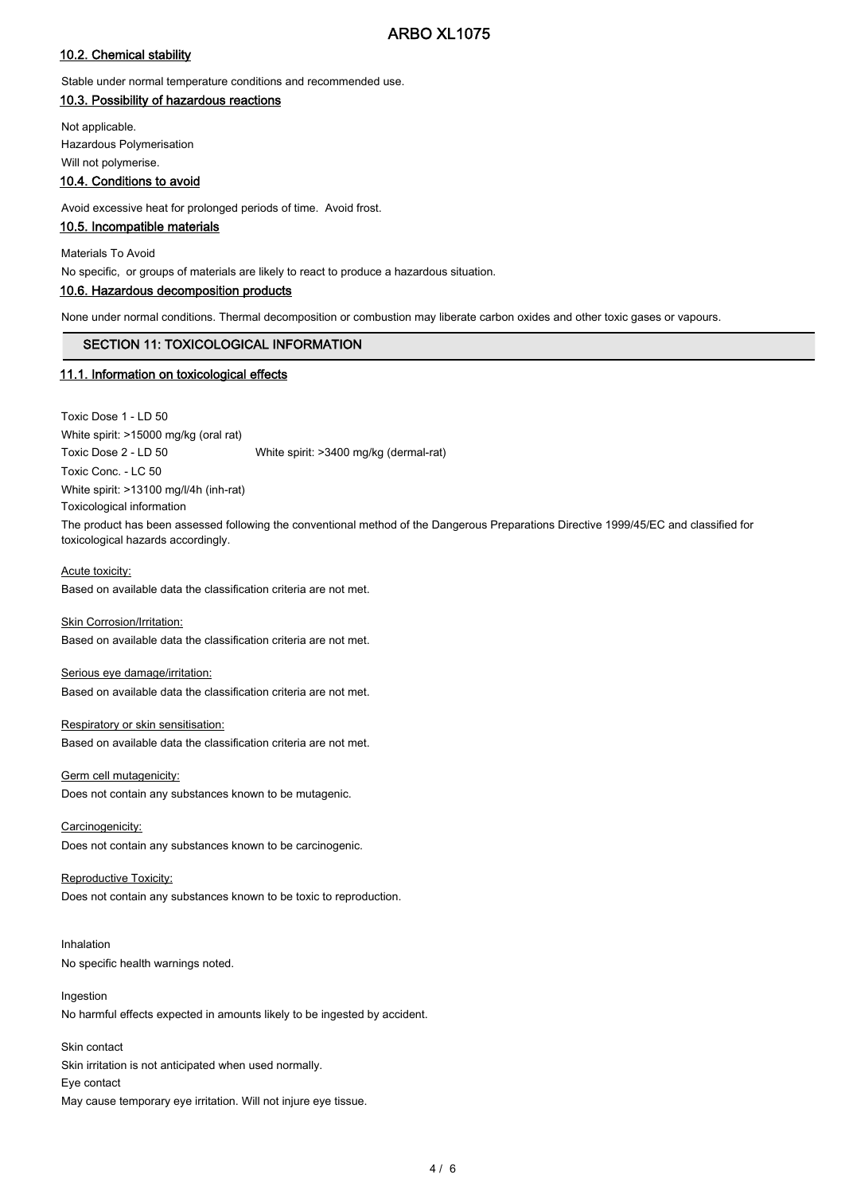### 10.2. Chemical stability

Stable under normal temperature conditions and recommended use.

### 10.3. Possibility of hazardous reactions

Not applicable.

Hazardous Polymerisation

Will not polymerise.

### 10.4. Conditions to avoid

Avoid excessive heat for prolonged periods of time. Avoid frost.

### 10.5. Incompatible materials

Materials To Avoid

No specific, or groups of materials are likely to react to produce a hazardous situation.

### 10.6. Hazardous decomposition products

None under normal conditions. Thermal decomposition or combustion may liberate carbon oxides and other toxic gases or vapours.

## SECTION 11: TOXICOLOGICAL INFORMATION

### 11.1. Information on toxicological effects

Toxic Dose 1 - LD 50

White spirit: >15000 mg/kg (oral rat)

Toxic Dose 2 - LD 50 White spirit: >3400 mg/kg (dermal-rat)

Toxic Conc. - LC 50

White spirit: >13100 mg/l/4h (inh-rat)

Toxicological information

The product has been assessed following the conventional method of the Dangerous Preparations Directive 1999/45/EC and classified for toxicological hazards accordingly.

Acute toxicity:

Based on available data the classification criteria are not met.

Skin Corrosion/Irritation:

Based on available data the classification criteria are not met.

Serious eye damage/irritation:

Based on available data the classification criteria are not met.

Respiratory or skin sensitisation:

Based on available data the classification criteria are not met.

Germ cell mutagenicity:

Does not contain any substances known to be mutagenic.

Carcinogenicity:

Does not contain any substances known to be carcinogenic.

Reproductive Toxicity:

Does not contain any substances known to be toxic to reproduction.

Inhalation

No specific health warnings noted.

Ingestion

No harmful effects expected in amounts likely to be ingested by accident.

Skin contact

Skin irritation is not anticipated when used normally.

Eye contact

May cause temporary eye irritation. Will not injure eye tissue.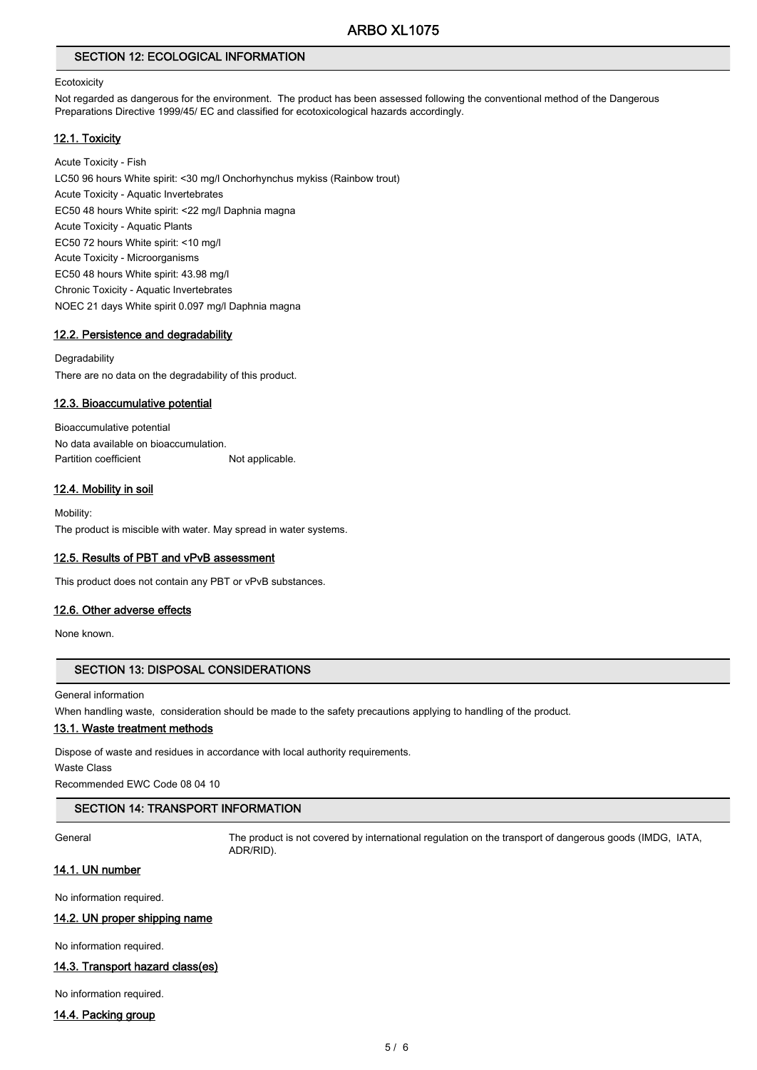## SECTION 12: ECOLOGICAL INFORMATION

Ecotoxicity

Not regarded as dangerous for the environment. The product has been assessed following the conventional method of the Dangerous Preparations Directive 1999/45/ EC and classified for ecotoxicological hazards accordingly.

### 12.1. Toxicity

Acute Toxicity - Fish

LC50 96 hours White spirit: <30 mg/l Onchorhynchus mykiss (Rainbow trout)

Acute Toxicity - Aquatic Invertebrates

EC50 48 hours White spirit: <22 mg/l Daphnia magna

Acute Toxicity - Aquatic Plants

EC50 72 hours White spirit: <10 mg/l

Acute Toxicity - Microorganisms

EC50 48 hours White spirit: 43.98 mg/l

Chronic Toxicity - Aquatic Invertebrates

NOEC 21 days White spirit 0.097 mg/l Daphnia magna

### 12.2. Persistence and degradability

Degradability

There are no data on the degradability of this product.

### 12.3. Bioaccumulative potential

Bioaccumulative potential

No data available on bioaccumulation.

Partition coefficient Not applicable.

### 12.4. Mobility in soil

Mobility:

The product is miscible with water. May spread in water systems.

### 12.5. Results of PBT and vPvB assessment

This product does not contain any PBT or vPvB substances.

### 12.6. Other adverse effects

None known.

## SECTION 13: DISPOSAL CONSIDERATIONS

General information

When handling waste, consideration should be made to the safety precautions applying to handling of the product.

### 13.1. Waste treatment methods

Dispose of waste and residues in accordance with local authority requirements.

Waste Class

Recommended EWC Code 08 04 10

## SECTION 14: TRANSPORT INFORMATION

General The product is not covered by international regulation on the transport of dangerous goods (IMDG, IATA, ADR/RID).

### 14.1. UN number

No information required.

### 14.2. UN proper shipping name

No information required.

### 14.3. Transport hazard class(es)

No information required.

### 14.4. Packing group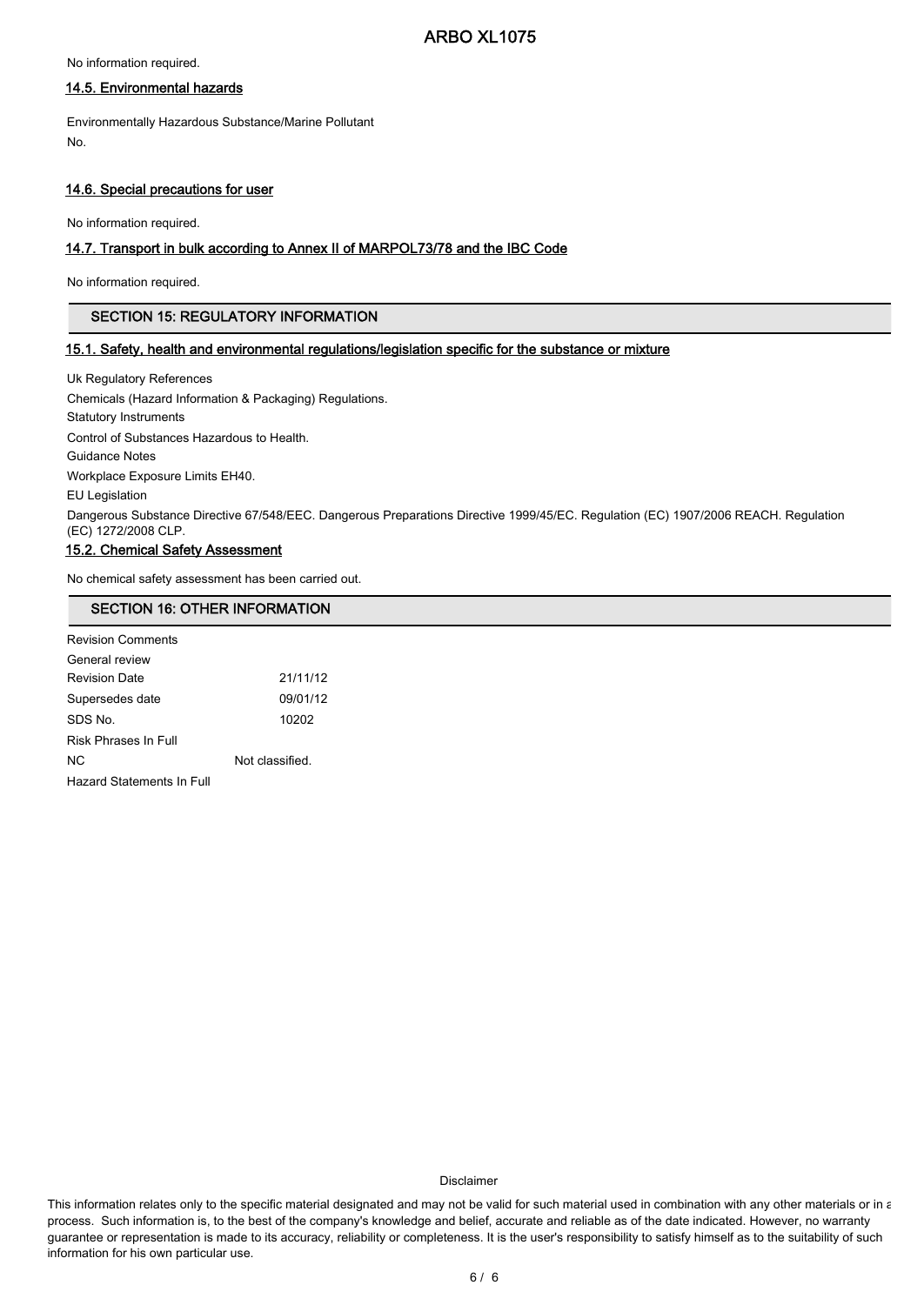No information required.

### 14.5. Environmental hazards

Environmentally Hazardous Substance/Marine Pollutant

No.

### 14.6. Special precautions for user

No information required.

### 14.7. Transport in bulk according to Annex II of MARPOL73/78 and the IBC Code

No information required.

## SECTION 15: REGULATORY INFORMATION

### 15.1. Safety, health and environmental regulations/legislation specific for the substance or mixture

Uk Regulatory References

Chemicals (Hazard Information & Packaging) Regulations.

Statutory Instruments

Control of Substances Hazardous to Health.

Guidance Notes

Workplace Exposure Limits EH40.

EU Legislation

Dangerous Substance Directive 67/548/EEC. Dangerous Preparations Directive 1999/45/EC. Regulation (EC) 1907/2006 REACH. Regulation (EC) 1272/2008 CLP.

### 15.2. Chemical Safety Assessment

No chemical safety assessment has been carried out.

## SECTION 16: OTHER INFORMATION

Revision Comments

General review

| | |
|---|---|
| Revision Date | 21/11/12 |
| Supersedes date | 09/01/12 |
| SDS No. | 10202 |

Risk Phrases In Full

| | |
|---|---|
| NC | Not classified. |

Hazard Statements In Full

Disclaimer

This information relates only to the specific material designated and may not be valid for such material used in combination with any other materials or in a process. Such information is, to the best of the company's knowledge and belief, accurate and reliable as of the date indicated. However, no warranty guarantee or representation is made to its accuracy, reliability or completeness. It is the user's responsibility to satisfy himself as to the suitability of such information for his own particular use.